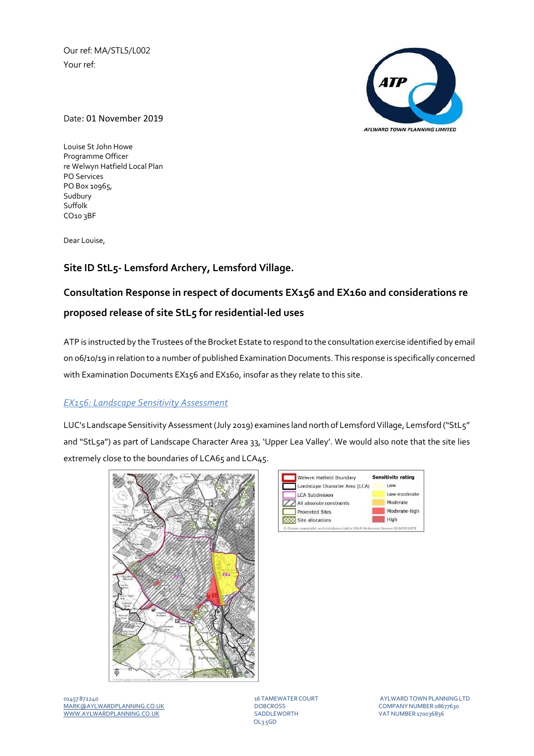Our ref: MA/STL5/L002

Your ref:

Date: 01 November 2019

Louise St John Howe
Programme Officer
re Welwyn Hatfield Local Plan
PO Services
PO Box 10965,
Sudbury
Suffolk
CO10 3BF

Dear Louise,

## Site ID StL5- Lemsford Archery, Lemsford Village.

## Consultation Response in respect of documents EX156 and EX160 and considerations re proposed release of site StL5 for residential-led uses

ATP is instructed by the Trustees of the Brocket Estate to respond to the consultation exercise identified by email on 06/10/19 in relation to a number of published Examination Documents. This response is specifically concerned with Examination Documents EX156 and EX160, insofar as they relate to this site.

### *EX156: Landscape Sensitivity Assessment*

LUC's Landscape Sensitivity Assessment (July 2019) examines land north of Lemsford Village, Lemsford ("StL5" and "StL5a") as part of Landscape Character Area 33, 'Upper Lea Valley'. We would also note that the site lies extremely close to the boundaries of LCA65 and LCA45.

| Legend | Sensitivity rating |
|---|---|
| Welwyn Hatfield Boundary | Low |
| Landscape Character Area (LCA) | Low-moderate |
| LCA Subdivision | Moderate |
| All absolute constraints | Moderate-high |
| Promoted Sites | High |
| Site allocations | |

© Crown copyright and database rights 2019 Ordnance Survey 0100031673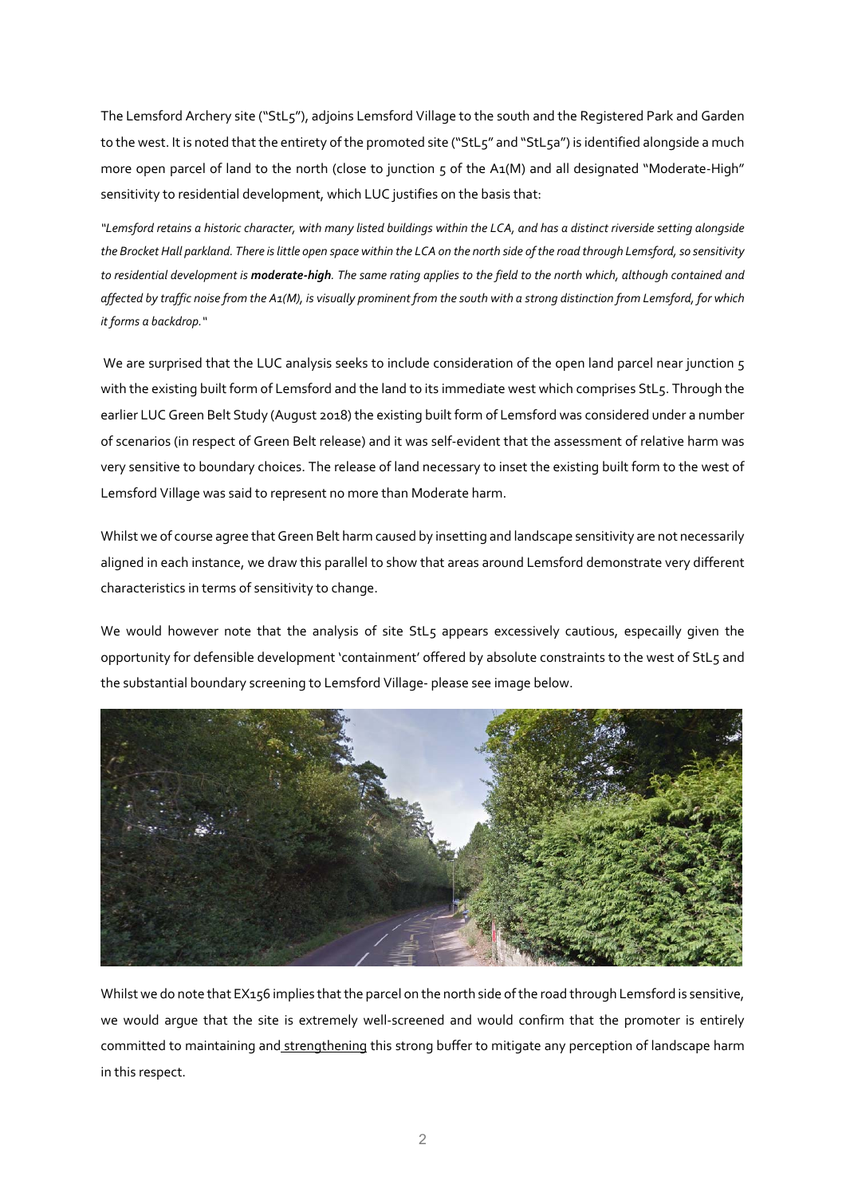The Lemsford Archery site ("StL5"), adjoins Lemsford Village to the south and the Registered Park and Garden to the west. It is noted that the entirety of the promoted site ("StL5" and "StL5a") is identified alongside a much more open parcel of land to the north (close to junction 5 of the A1(M) and all designated "Moderate-High" sensitivity to residential development, which LUC justifies on the basis that:

*"Lemsford retains a historic character, with many listed buildings within the LCA, and has a distinct riverside setting alongside the Brocket Hall parkland. There is little open space within the LCA on the north side of the road through Lemsford, so sensitivity to residential development is **moderate-high**. The same rating applies to the field to the north which, although contained and affected by traffic noise from the A1(M), is visually prominent from the south with a strong distinction from Lemsford, for which it forms a backdrop."*

We are surprised that the LUC analysis seeks to include consideration of the open land parcel near junction 5 with the existing built form of Lemsford and the land to its immediate west which comprises StL5. Through the earlier LUC Green Belt Study (August 2018) the existing built form of Lemsford was considered under a number of scenarios (in respect of Green Belt release) and it was self-evident that the assessment of relative harm was very sensitive to boundary choices. The release of land necessary to inset the existing built form to the west of Lemsford Village was said to represent no more than Moderate harm.

Whilst we of course agree that Green Belt harm caused by insetting and landscape sensitivity are not necessarily aligned in each instance, we draw this parallel to show that areas around Lemsford demonstrate very different characteristics in terms of sensitivity to change.

We would however note that the analysis of site StL5 appears excessively cautious, especailly given the opportunity for defensible development 'containment' offered by absolute constraints to the west of StL5 and the substantial boundary screening to Lemsford Village- please see image below.

Whilst we do note that EX156 implies that the parcel on the north side of the road through Lemsford is sensitive, we would argue that the site is extremely well-screened and would confirm that the promoter is entirely committed to maintaining and strengthening this strong buffer to mitigate any perception of landscape harm in this respect.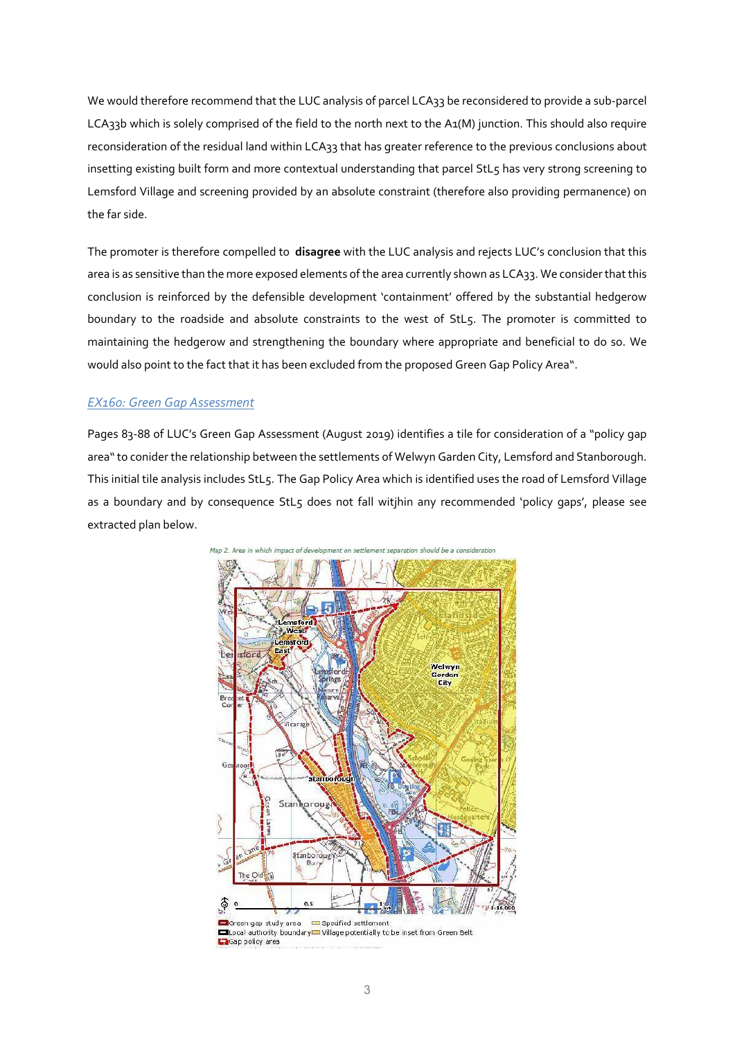We would therefore recommend that the LUC analysis of parcel LCA33 be reconsidered to provide a sub-parcel LCA33b which is solely comprised of the field to the north next to the A1(M) junction. This should also require reconsideration of the residual land within LCA33 that has greater reference to the previous conclusions about insetting existing built form and more contextual understanding that parcel StL5 has very strong screening to Lemsford Village and screening provided by an absolute constraint (therefore also providing permanence) on the far side.

The promoter is therefore compelled to **disagree** with the LUC analysis and rejects LUC's conclusion that this area is as sensitive than the more exposed elements of the area currently shown as LCA33. We consider that this conclusion is reinforced by the defensible development 'containment' offered by the substantial hedgerow boundary to the roadside and absolute constraints to the west of StL5. The promoter is committed to maintaining the hedgerow and strengthening the boundary where appropriate and beneficial to do so. We would also point to the fact that it has been excluded from the proposed Green Gap Policy Area".

### *EX160: Green Gap Assessment*

Pages 83-88 of LUC's Green Gap Assessment (August 2019) identifies a tile for consideration of a "policy gap area" to conider the relationship between the settlements of Welwyn Garden City, Lemsford and Stanborough. This initial tile analysis includes StL5. The Gap Policy Area which is identified uses the road of Lemsford Village as a boundary and by consequence StL5 does not fall witjhin any recommended 'policy gaps', please see extracted plan below.

Map 2. Area in which impact of development on settlement separation should be a consideration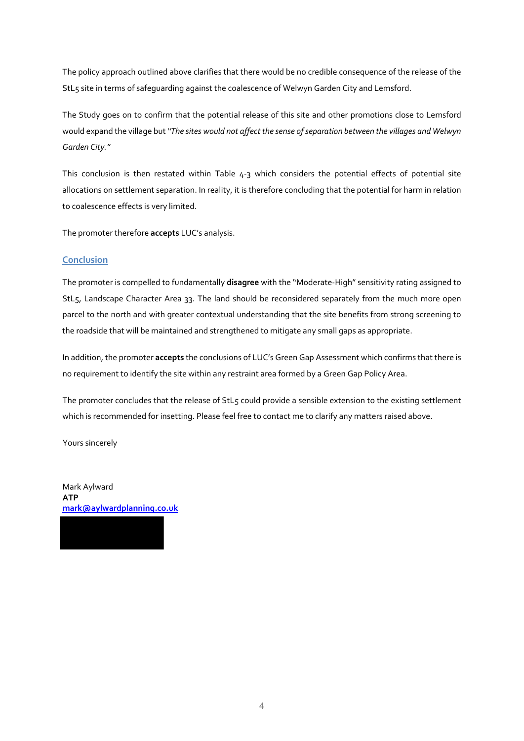The policy approach outlined above clarifies that there would be no credible consequence of the release of the StL5 site in terms of safeguarding against the coalescence of Welwyn Garden City and Lemsford.

The Study goes on to confirm that the potential release of this site and other promotions close to Lemsford would expand the village but *"The sites would not affect the sense of separation between the villages and Welwyn Garden City."*

This conclusion is then restated within Table 4-3 which considers the potential effects of potential site allocations on settlement separation. In reality, it is therefore concluding that the potential for harm in relation to coalescence effects is very limited.

The promoter therefore **accepts** LUC's analysis.

## Conclusion

The promoter is compelled to fundamentally **disagree** with the "Moderate-High" sensitivity rating assigned to StL5, Landscape Character Area 33. The land should be reconsidered separately from the much more open parcel to the north and with greater contextual understanding that the site benefits from strong screening to the roadside that will be maintained and strengthened to mitigate any small gaps as appropriate.

In addition, the promoter **accepts** the conclusions of LUC's Green Gap Assessment which confirms that there is no requirement to identify the site within any restraint area formed by a Green Gap Policy Area.

The promoter concludes that the release of StL5 could provide a sensible extension to the existing settlement which is recommended for insetting. Please feel free to contact me to clarify any matters raised above.

Yours sincerely

Mark Aylward
**ATP**
mark@aylwardplanning.co.uk